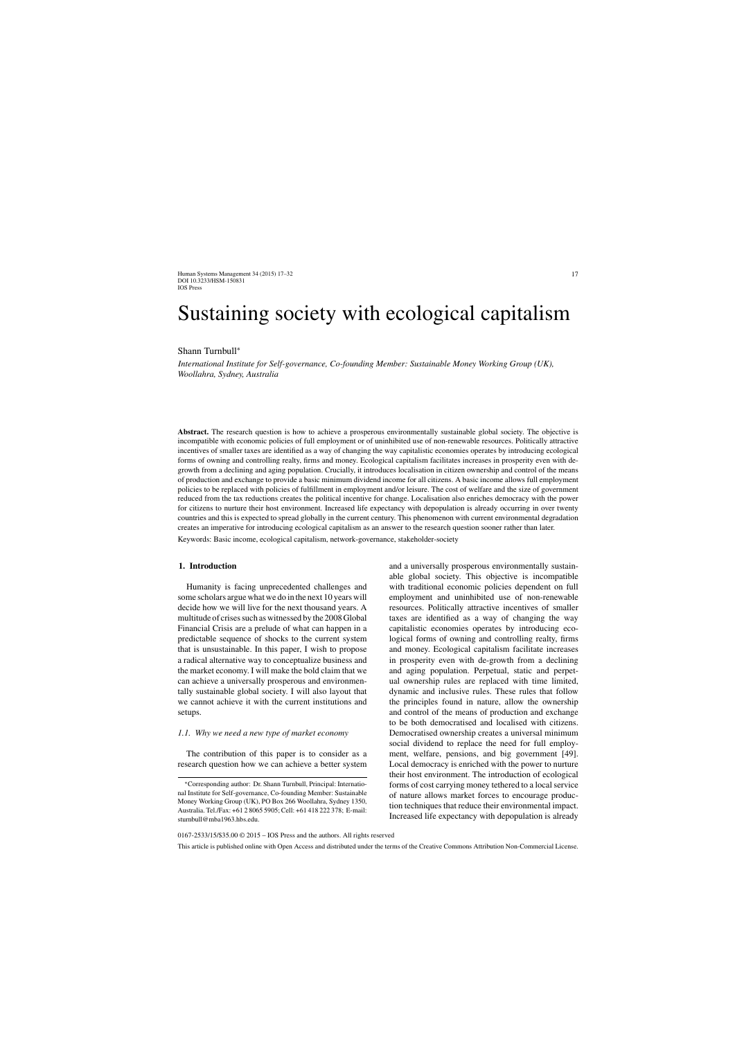# Sustaining society with ecological capitalism

Shann Turnbull*

*International Institute for Self-governance, Co-founding Member: Sustainable Money Working Group (UK), Woollahra, Sydney, Australia*

**Abstract.** The research question is how to achieve a prosperous environmentally sustainable global society. The objective is incompatible with economic policies of full employment or of uninhibited use of non-renewable resources. Politically attractive incentives of smaller taxes are identified as a way of changing the way capitalistic economies operates by introducing ecological forms of owning and controlling realty, firms and money. Ecological capitalism facilitates increases in prosperity even with de-growth from a declining and aging population. Crucially, it introduces localisation in citizen ownership and control of the means of production and exchange to provide a basic minimum dividend income for all citizens. A basic income allows full employment policies to be replaced with policies of fulfillment in employment and/or leisure. The cost of welfare and the size of government reduced from the tax reductions creates the political incentive for change. Localisation also enriches democracy with the power for citizens to nurture their host environment. Increased life expectancy with depopulation is already occurring in over twenty countries and this is expected to spread globally in the current century. This phenomenon with current environmental degradation creates an imperative for introducing ecological capitalism as an answer to the research question sooner rather than later.

Keywords: Basic income, ecological capitalism, network-governance, stakeholder-society

## 1. Introduction

Humanity is facing unprecedented challenges and some scholars argue what we do in the next 10 years will decide how we will live for the next thousand years. A multitude of crises such as witnessed by the 2008 Global Financial Crisis are a prelude of what can happen in a predictable sequence of shocks to the current system that is unsustainable. In this paper, I wish to propose a radical alternative way to conceptualize business and the market economy. I will make the bold claim that we can achieve a universally prosperous and environmentally sustainable global society. I will also layout that we cannot achieve it with the current institutions and setups.

### *1.1. Why we need a new type of market economy*

The contribution of this paper is to consider as a research question how we can achieve a better system and a universally prosperous environmentally sustainable global society. This objective is incompatible with traditional economic policies dependent on full employment and uninhibited use of non-renewable resources. Politically attractive incentives of smaller taxes are identified as a way of changing the way capitalistic economies operates by introducing ecological forms of owning and controlling realty, firms and money. Ecological capitalism facilitate increases in prosperity even with de-growth from a declining and aging population. Perpetual, static and perpetual ownership rules are replaced with time limited, dynamic and inclusive rules. These rules that follow the principles found in nature, allow the ownership and control of the means of production and exchange to be both democratised and localised with citizens. Democratised ownership creates a universal minimum social dividend to replace the need for full employment, welfare, pensions, and big government [49]. Local democracy is enriched with the power to nurture their host environment. The introduction of ecological forms of cost carrying money tethered to a local service of nature allows market forces to encourage production techniques that reduce their environmental impact. Increased life expectancy with depopulation is already

---

*Corresponding author: Dr. Shann Turnbull, Principal: International Institute for Self-governance, Co-founding Member: Sustainable Money Working Group (UK), PO Box 266 Woollahra, Sydney 1350, Australia. Tel./Fax: +61 2 8065 5905; Cell: +61 418 222 378; E-mail: sturnbull@mba1963.hbs.edu.

0167-2533/15/$35.00 © 2015 – IOS Press and the authors. All rights reserved

This article is published online with Open Access and distributed under the terms of the Creative Commons Attribution Non-Commercial License.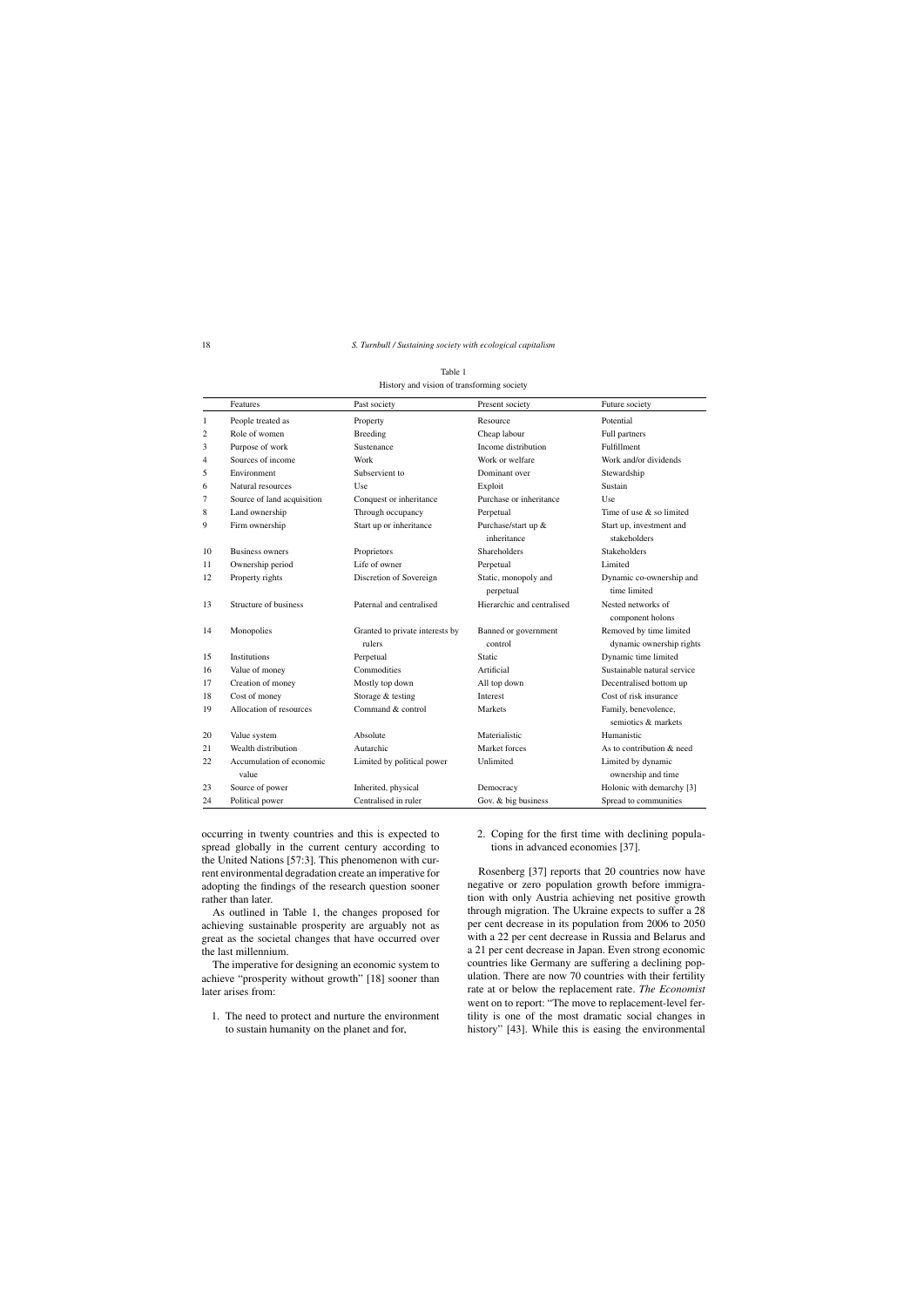Table 1
History and vision of transforming society

| | Features | Past society | Present society | Future society |
|---|---|---|---|---|
| 1 | People treated as | Property | Resource | Potential |
| 2 | Role of women | Breeding | Cheap labour | Full partners |
| 3 | Purpose of work | Sustenance | Income distribution | Fulfillment |
| 4 | Sources of income | Work | Work or welfare | Work and/or dividends |
| 5 | Environment | Subservient to | Dominant over | Stewardship |
| 6 | Natural resources | Use | Exploit | Sustain |
| 7 | Source of land acquisition | Conquest or inheritance | Purchase or inheritance | Use |
| 8 | Land ownership | Through occupancy | Perpetual | Time of use & so limited |
| 9 | Firm ownership | Start up or inheritance | Purchase/start up & inheritance | Start up, investment and stakeholders |
| 10 | Business owners | Proprietors | Shareholders | Stakeholders |
| 11 | Ownership period | Life of owner | Perpetual | Limited |
| 12 | Property rights | Discretion of Sovereign | Static, monopoly and perpetual | Dynamic co-ownership and time limited |
| 13 | Structure of business | Paternal and centralised | Hierarchic and centralised | Nested networks of component holons |
| 14 | Monopolies | Granted to private interests by rulers | Banned or government control | Removed by time limited dynamic ownership rights |
| 15 | Institutions | Perpetual | Static | Dynamic time limited |
| 16 | Value of money | Commodities | Artificial | Sustainable natural service |
| 17 | Creation of money | Mostly top down | All top down | Decentralised bottom up |
| 18 | Cost of money | Storage & testing | Interest | Cost of risk insurance |
| 19 | Allocation of resources | Command & control | Markets | Family, benevolence, semiotics & markets |
| 20 | Value system | Absolute | Materialistic | Humanistic |
| 21 | Wealth distribution | Autarchic | Market forces | As to contribution & need |
| 22 | Accumulation of economic value | Limited by political power | Unlimited | Limited by dynamic ownership and time |
| 23 | Source of power | Inherited, physical | Democracy | Holonic with demarchy [3] |
| 24 | Political power | Centralised in ruler | Gov. & big business | Spread to communities |

occurring in twenty countries and this is expected to spread globally in the current century according to the United Nations [57:3]. This phenomenon with current environmental degradation create an imperative for adopting the findings of the research question sooner rather than later.

As outlined in Table 1, the changes proposed for achieving sustainable prosperity are arguably not as great as the societal changes that have occurred over the last millennium.

The imperative for designing an economic system to achieve "prosperity without growth" [18] sooner than later arises from:

1. The need to protect and nurture the environment to sustain humanity on the planet and for,
2. Coping for the first time with declining populations in advanced economies [37].

Rosenberg [37] reports that 20 countries now have negative or zero population growth before immigration with only Austria achieving net positive growth through migration. The Ukraine expects to suffer a 28 per cent decrease in its population from 2006 to 2050 with a 22 per cent decrease in Russia and Belarus and a 21 per cent decrease in Japan. Even strong economic countries like Germany are suffering a declining population. There are now 70 countries with their fertility rate at or below the replacement rate. *The Economist* went on to report: "The move to replacement-level fertility is one of the most dramatic social changes in history" [43]. While this is easing the environmental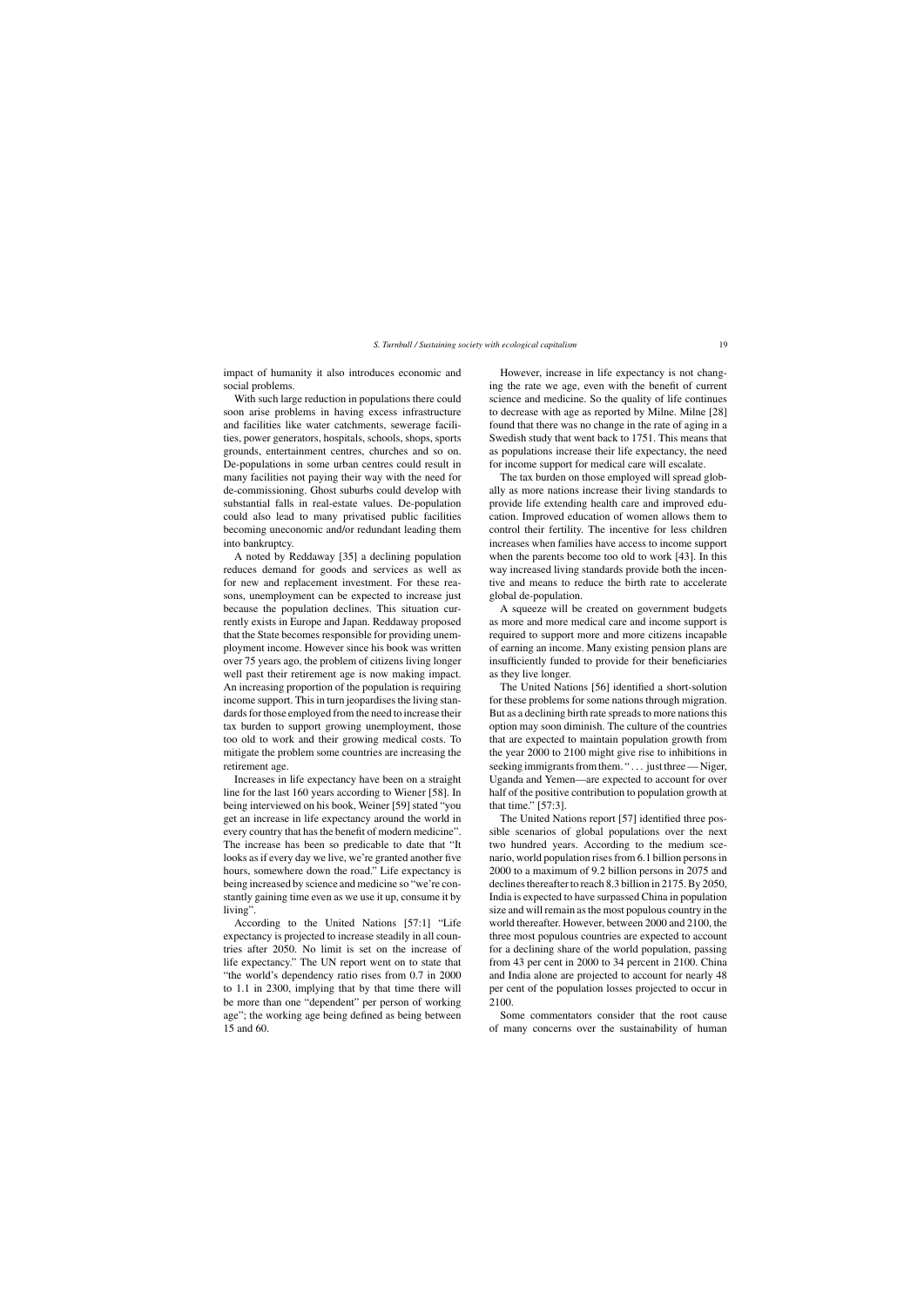impact of humanity it also introduces economic and social problems.

With such large reduction in populations there could soon arise problems in having excess infrastructure and facilities like water catchments, sewerage facilities, power generators, hospitals, schools, shops, sports grounds, entertainment centres, churches and so on. De-populations in some urban centres could result in many facilities not paying their way with the need for de-commissioning. Ghost suburbs could develop with substantial falls in real-estate values. De-population could also lead to many privatised public facilities becoming uneconomic and/or redundant leading them into bankruptcy.

A noted by Reddaway [35] a declining population reduces demand for goods and services as well as for new and replacement investment. For these reasons, unemployment can be expected to increase just because the population declines. This situation currently exists in Europe and Japan. Reddaway proposed that the State becomes responsible for providing unemployment income. However since his book was written over 75 years ago, the problem of citizens living longer well past their retirement age is now making impact. An increasing proportion of the population is requiring income support. This in turn jeopardises the living standards for those employed from the need to increase their tax burden to support growing unemployment, those too old to work and their growing medical costs. To mitigate the problem some countries are increasing the retirement age.

Increases in life expectancy have been on a straight line for the last 160 years according to Wiener [58]. In being interviewed on his book, Weiner [59] stated "you get an increase in life expectancy around the world in every country that has the benefit of modern medicine". The increase has been so predicable to date that "It looks as if every day we live, we're granted another five hours, somewhere down the road." Life expectancy is being increased by science and medicine so "we're constantly gaining time even as we use it up, consume it by living".

According to the United Nations [57:1] "Life expectancy is projected to increase steadily in all countries after 2050. No limit is set on the increase of life expectancy." The UN report went on to state that "the world's dependency ratio rises from 0.7 in 2000 to 1.1 in 2300, implying that by that time there will be more than one "dependent" per person of working age"; the working age being defined as being between 15 and 60.

However, increase in life expectancy is not changing the rate we age, even with the benefit of current science and medicine. So the quality of life continues to decrease with age as reported by Milne. Milne [28] found that there was no change in the rate of aging in a Swedish study that went back to 1751. This means that as populations increase their life expectancy, the need for income support for medical care will escalate.

The tax burden on those employed will spread globally as more nations increase their living standards to provide life extending health care and improved education. Improved education of women allows them to control their fertility. The incentive for less children increases when families have access to income support when the parents become too old to work [43]. In this way increased living standards provide both the incentive and means to reduce the birth rate to accelerate global de-population.

A squeeze will be created on government budgets as more and more medical care and income support is required to support more and more citizens incapable of earning an income. Many existing pension plans are insufficiently funded to provide for their beneficiaries as they live longer.

The United Nations [56] identified a short-solution for these problems for some nations through migration. But as a declining birth rate spreads to more nations this option may soon diminish. The culture of the countries that are expected to maintain population growth from the year 2000 to 2100 might give rise to inhibitions in seeking immigrants from them. "... just three — Niger, Uganda and Yemen—are expected to account for over half of the positive contribution to population growth at that time." [57:3].

The United Nations report [57] identified three possible scenarios of global populations over the next two hundred years. According to the medium scenario, world population rises from 6.1 billion persons in 2000 to a maximum of 9.2 billion persons in 2075 and declines thereafter to reach 8.3 billion in 2175. By 2050, India is expected to have surpassed China in population size and will remain as the most populous country in the world thereafter. However, between 2000 and 2100, the three most populous countries are expected to account for a declining share of the world population, passing from 43 per cent in 2000 to 34 percent in 2100. China and India alone are projected to account for nearly 48 per cent of the population losses projected to occur in 2100.

Some commentators consider that the root cause of many concerns over the sustainability of human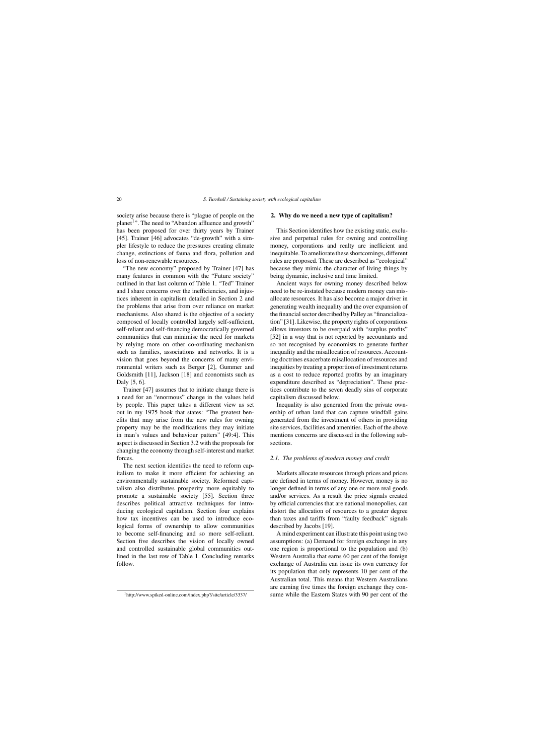society arise because there is "plague of people on the planet[1]". The need to "Abandon affluence and growth" has been proposed for over thirty years by Trainer [45]. Trainer [46] advocates "de-growth" with a simpler lifestyle to reduce the pressures creating climate change, extinctions of fauna and flora, pollution and loss of non-renewable resources.

"The new economy" proposed by Trainer [47] has many features in common with the "Future society" outlined in that last column of Table 1. "Ted" Trainer and I share concerns over the inefficiencies, and injustices inherent in capitalism detailed in Section 2 and the problems that arise from over reliance on market mechanisms. Also shared is the objective of a society composed of locally controlled largely self-sufficient, self-reliant and self-financing democratically governed communities that can minimise the need for markets by relying more on other co-ordinating mechanism such as families, associations and networks. It is a vision that goes beyond the concerns of many environmental writers such as Berger [2], Gummer and Goldsmith [11], Jackson [18] and economists such as Daly [5, 6].

Trainer [47] assumes that to initiate change there is a need for an "enormous" change in the values held by people. This paper takes a different view as set out in my 1975 book that states: "The greatest benefits that may arise from the new rules for owning property may be the modifications they may initiate in man's values and behaviour patterns" [49:4]. This aspect is discussed in Section 3.2 with the proposals for changing the economy through self-interest and market forces.

The next section identifies the need to reform capitalism to make it more efficient for achieving an environmentally sustainable society. Reformed capitalism also distributes prosperity more equitably to promote a sustainable society [55]. Section three describes political attractive techniques for introducing ecological capitalism. Section four explains how tax incentives can be used to introduce ecological forms of ownership to allow communities to become self-financing and so more self-reliant. Section five describes the vision of locally owned and controlled sustainable global communities outlined in the last row of Table 1. Concluding remarks follow.

[1] http://www.spiked-online.com/index.php?/site/article/3337/

## 2. Why do we need a new type of capitalism?

This Section identifies how the existing static, exclusive and perpetual rules for owning and controlling money, corporations and realty are inefficient and inequitable. To ameliorate these shortcomings, different rules are proposed. These are described as "ecological" because they mimic the character of living things by being dynamic, inclusive and time limited.

Ancient ways for owning money described below need to be re-instated because modern money can misallocate resources. It has also become a major driver in generating wealth inequality and the over expansion of the financial sector described by Palley as "financialization" [31]. Likewise, the property rights of corporations allows investors to be overpaid with "surplus profits" [52] in a way that is not reported by accountants and so not recognised by economists to generate further inequality and the misallocation of resources. Accounting doctrines exacerbate misallocation of resources and inequities by treating a proportion of investment returns as a cost to reduce reported profits by an imaginary expenditure described as "depreciation". These practices contribute to the seven deadly sins of corporate capitalism discussed below.

Inequality is also generated from the private ownership of urban land that can capture windfall gains generated from the investment of others in providing site services, facilities and amenities. Each of the above mentions concerns are discussed in the following subsections.

### 2.1. The problems of modern money and credit

Markets allocate resources through prices and prices are defined in terms of money. However, money is no longer defined in terms of any one or more real goods and/or services. As a result the price signals created by official currencies that are national monopolies, can distort the allocation of resources to a greater degree than taxes and tariffs from "faulty feedback" signals described by Jacobs [19].

A mind experiment can illustrate this point using two assumptions: (a) Demand for foreign exchange in any one region is proportional to the population and (b) Western Australia that earns 60 per cent of the foreign exchange of Australia can issue its own currency for its population that only represents 10 per cent of the Australian total. This means that Western Australians are earning five times the foreign exchange they consume while the Eastern States with 90 per cent of the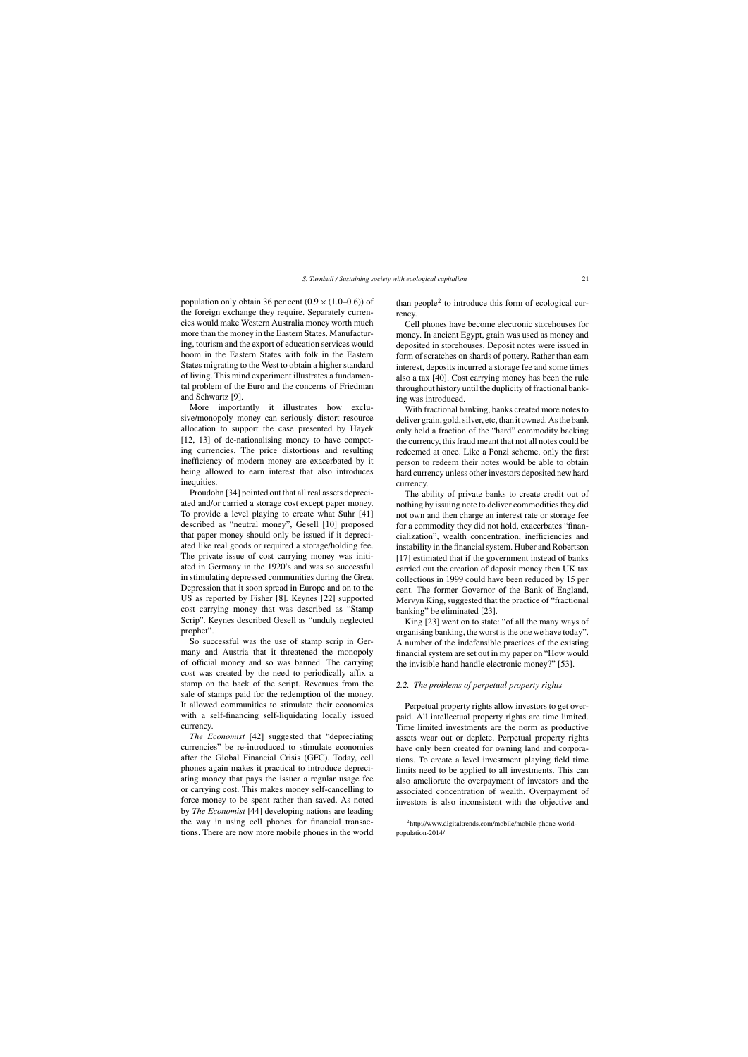population only obtain 36 per cent ($0.9 \times (1.0–0.6)$) of the foreign exchange they require. Separately currencies would make Western Australia money worth much more than the money in the Eastern States. Manufacturing, tourism and the export of education services would boom in the Eastern States with folk in the Eastern States migrating to the West to obtain a higher standard of living. This mind experiment illustrates a fundamental problem of the Euro and the concerns of Friedman and Schwartz [9].

More importantly it illustrates how exclusive/monopoly money can seriously distort resource allocation to support the case presented by Hayek [12, 13] of de-nationalising money to have competing currencies. The price distortions and resulting inefficiency of modern money are exacerbated by it being allowed to earn interest that also introduces inequities.

Proudohn [34] pointed out that all real assets depreciated and/or carried a storage cost except paper money. To provide a level playing to create what Suhr [41] described as "neutral money", Gesell [10] proposed that paper money should only be issued if it depreciated like real goods or required a storage/holding fee. The private issue of cost carrying money was initiated in Germany in the 1920's and was so successful in stimulating depressed communities during the Great Depression that it soon spread in Europe and on to the US as reported by Fisher [8]. Keynes [22] supported cost carrying money that was described as "Stamp Scrip". Keynes described Gesell as "unduly neglected prophet".

So successful was the use of stamp scrip in Germany and Austria that it threatened the monopoly of official money and so was banned. The carrying cost was created by the need to periodically affix a stamp on the back of the script. Revenues from the sale of stamps paid for the redemption of the money. It allowed communities to stimulate their economies with a self-financing self-liquidating locally issued currency.

*The Economist* [42] suggested that "depreciating currencies" be re-introduced to stimulate economies after the Global Financial Crisis (GFC). Today, cell phones again makes it practical to introduce depreciating money that pays the issuer a regular usage fee or carrying cost. This makes money self-cancelling to force money to be spent rather than saved. As noted by *The Economist* [44] developing nations are leading the way in using cell phones for financial transactions. There are now more mobile phones in the world than people[2] to introduce this form of ecological currency.

Cell phones have become electronic storehouses for money. In ancient Egypt, grain was used as money and deposited in storehouses. Deposit notes were issued in form of scratches on shards of pottery. Rather than earn interest, deposits incurred a storage fee and some times also a tax [40]. Cost carrying money has been the rule throughout history until the duplicity of fractional banking was introduced.

With fractional banking, banks created more notes to deliver grain, gold, silver, etc, than it owned. As the bank only held a fraction of the "hard" commodity backing the currency, this fraud meant that not all notes could be redeemed at once. Like a Ponzi scheme, only the first person to redeem their notes would be able to obtain hard currency unless other investors deposited new hard currency.

The ability of private banks to create credit out of nothing by issuing note to deliver commodities they did not own and then charge an interest rate or storage fee for a commodity they did not hold, exacerbates "financialization", wealth concentration, inefficiencies and instability in the financial system. Huber and Robertson [17] estimated that if the government instead of banks carried out the creation of deposit money then UK tax collections in 1999 could have been reduced by 15 per cent. The former Governor of the Bank of England, Mervyn King, suggested that the practice of "fractional banking" be eliminated [23].

King [23] went on to state: "of all the many ways of organising banking, the worst is the one we have today". A number of the indefensible practices of the existing financial system are set out in my paper on "How would the invisible hand handle electronic money?" [53].

### *2.2. The problems of perpetual property rights*

Perpetual property rights allow investors to get overpaid. All intellectual property rights are time limited. Time limited investments are the norm as productive assets wear out or deplete. Perpetual property rights have only been created for owning land and corporations. To create a level investment playing field time limits need to be applied to all investments. This can also ameliorate the overpayment of investors and the associated concentration of wealth. Overpayment of investors is also inconsistent with the objective and

[2] http://www.digitaltrends.com/mobile/mobile-phone-world-population-2014/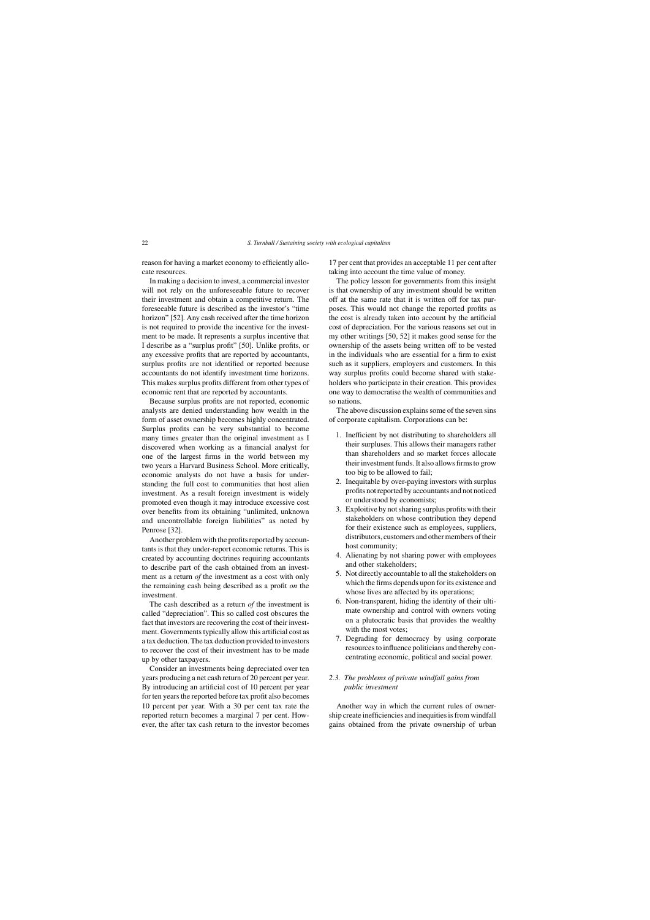reason for having a market economy to efficiently allocate resources.

In making a decision to invest, a commercial investor will not rely on the unforeseeable future to recover their investment and obtain a competitive return. The foreseeable future is described as the investor's "time horizon" [52]. Any cash received after the time horizon is not required to provide the incentive for the investment to be made. It represents a surplus incentive that I describe as a "surplus profit" [50]. Unlike profits, or any excessive profits that are reported by accountants, surplus profits are not identified or reported because accountants do not identify investment time horizons. This makes surplus profits different from other types of economic rent that are reported by accountants.

Because surplus profits are not reported, economic analysts are denied understanding how wealth in the form of asset ownership becomes highly concentrated. Surplus profits can be very substantial to become many times greater than the original investment as I discovered when working as a financial analyst for one of the largest firms in the world between my two years a Harvard Business School. More critically, economic analysts do not have a basis for understanding the full cost to communities that host alien investment. As a result foreign investment is widely promoted even though it may introduce excessive cost over benefits from its obtaining "unlimited, unknown and uncontrollable foreign liabilities" as noted by Penrose [32].

Another problem with the profits reported by accountants is that they under-report economic returns. This is created by accounting doctrines requiring accountants to describe part of the cash obtained from an investment as a return *of* the investment as a cost with only the remaining cash being described as a profit *on* the investment.

The cash described as a return *of* the investment is called "depreciation". This so called cost obscures the fact that investors are recovering the cost of their investment. Governments typically allow this artificial cost as a tax deduction. The tax deduction provided to investors to recover the cost of their investment has to be made up by other taxpayers.

Consider an investments being depreciated over ten years producing a net cash return of 20 percent per year. By introducing an artificial cost of 10 percent per year for ten years the reported before tax profit also becomes 10 percent per year. With a 30 per cent tax rate the reported return becomes a marginal 7 per cent. However, the after tax cash return to the investor becomes 17 per cent that provides an acceptable 11 per cent after taking into account the time value of money.

The policy lesson for governments from this insight is that ownership of any investment should be written off at the same rate that it is written off for tax purposes. This would not change the reported profits as the cost is already taken into account by the artificial cost of depreciation. For the various reasons set out in my other writings [50, 52] it makes good sense for the ownership of the assets being written off to be vested in the individuals who are essential for a firm to exist such as it suppliers, employers and customers. In this way surplus profits could become shared with stakeholders who participate in their creation. This provides one way to democratise the wealth of communities and so nations.

The above discussion explains some of the seven sins of corporate capitalism. Corporations can be:

1. Inefficient by not distributing to shareholders all their surpluses. This allows their managers rather than shareholders and so market forces allocate their investment funds. It also allows firms to grow too big to be allowed to fail;
2. Inequitable by over-paying investors with surplus profits not reported by accountants and not noticed or understood by economists;
3. Exploitive by not sharing surplus profits with their stakeholders on whose contribution they depend for their existence such as employees, suppliers, distributors, customers and other members of their host community;
4. Alienating by not sharing power with employees and other stakeholders;
5. Not directly accountable to all the stakeholders on which the firms depends upon for its existence and whose lives are affected by its operations;
6. Non-transparent, hiding the identity of their ultimate ownership and control with owners voting on a plutocratic basis that provides the wealthy with the most votes;
7. Degrading for democracy by using corporate resources to influence politicians and thereby concentrating economic, political and social power.

### *2.3. The problems of private windfall gains from public investment*

Another way in which the current rules of ownership create inefficiencies and inequities is from windfall gains obtained from the private ownership of urban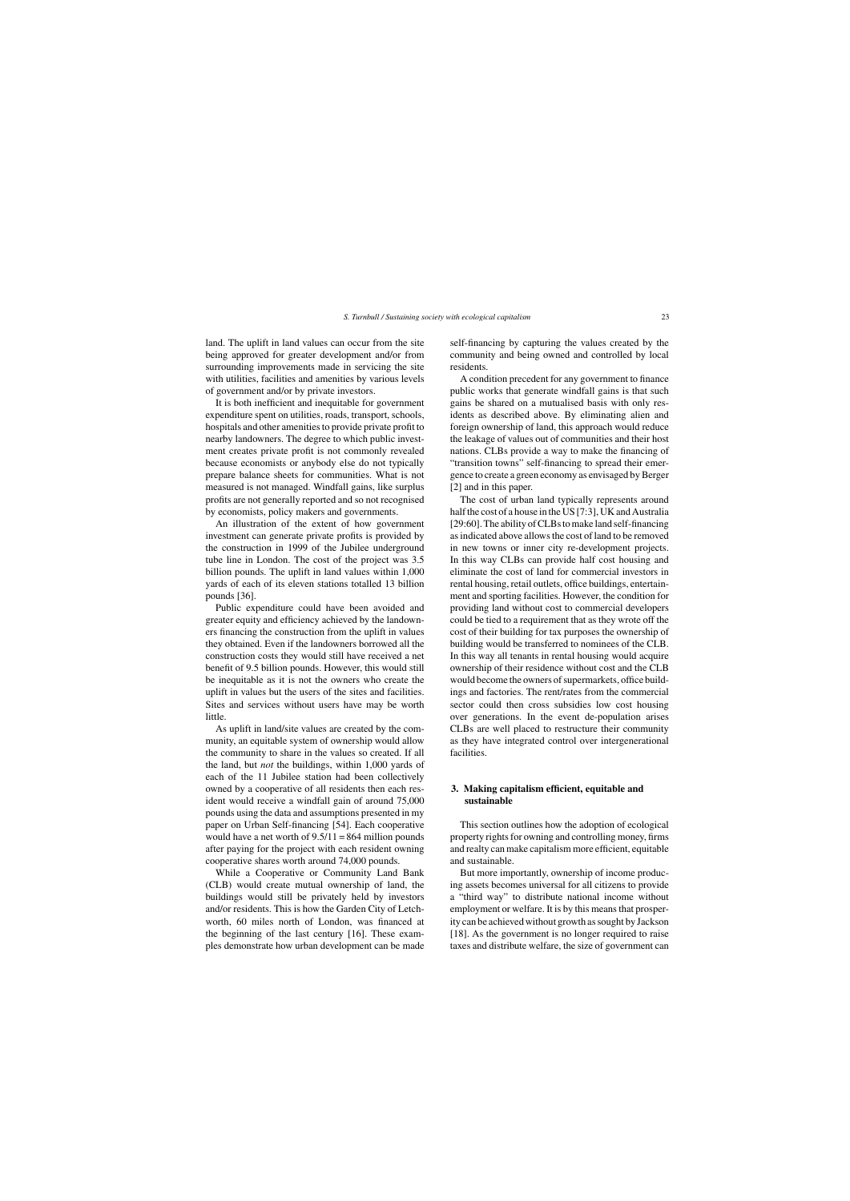land. The uplift in land values can occur from the site being approved for greater development and/or from surrounding improvements made in servicing the site with utilities, facilities and amenities by various levels of government and/or by private investors.

It is both inefficient and inequitable for government expenditure spent on utilities, roads, transport, schools, hospitals and other amenities to provide private profit to nearby landowners. The degree to which public investment creates private profit is not commonly revealed because economists or anybody else do not typically prepare balance sheets for communities. What is not measured is not managed. Windfall gains, like surplus profits are not generally reported and so not recognised by economists, policy makers and governments.

An illustration of the extent of how government investment can generate private profits is provided by the construction in 1999 of the Jubilee underground tube line in London. The cost of the project was 3.5 billion pounds. The uplift in land values within 1,000 yards of each of its eleven stations totalled 13 billion pounds [36].

Public expenditure could have been avoided and greater equity and efficiency achieved by the landowners financing the construction from the uplift in values they obtained. Even if the landowners borrowed all the construction costs they would still have received a net benefit of 9.5 billion pounds. However, this would still be inequitable as it is not the owners who create the uplift in values but the users of the sites and facilities. Sites and services without users have may be worth little.

As uplift in land/site values are created by the community, an equitable system of ownership would allow the community to share in the values so created. If all the land, but *not* the buildings, within 1,000 yards of each of the 11 Jubilee station had been collectively owned by a cooperative of all residents then each resident would receive a windfall gain of around 75,000 pounds using the data and assumptions presented in my paper on Urban Self-financing [54]. Each cooperative would have a net worth of 9.5/11 = 864 million pounds after paying for the project with each resident owning cooperative shares worth around 74,000 pounds.

While a Cooperative or Community Land Bank (CLB) would create mutual ownership of land, the buildings would still be privately held by investors and/or residents. This is how the Garden City of Letchworth, 60 miles north of London, was financed at the beginning of the last century [16]. These examples demonstrate how urban development can be made self-financing by capturing the values created by the community and being owned and controlled by local residents.

A condition precedent for any government to finance public works that generate windfall gains is that such gains be shared on a mutualised basis with only residents as described above. By eliminating alien and foreign ownership of land, this approach would reduce the leakage of values out of communities and their host nations. CLBs provide a way to make the financing of "transition towns" self-financing to spread their emergence to create a green economy as envisaged by Berger [2] and in this paper.

The cost of urban land typically represents around half the cost of a house in the US [7:3], UK and Australia [29:60]. The ability of CLBs to make land self-financing as indicated above allows the cost of land to be removed in new towns or inner city re-development projects. In this way CLBs can provide half cost housing and eliminate the cost of land for commercial investors in rental housing, retail outlets, office buildings, entertainment and sporting facilities. However, the condition for providing land without cost to commercial developers could be tied to a requirement that as they wrote off the cost of their building for tax purposes the ownership of building would be transferred to nominees of the CLB. In this way all tenants in rental housing would acquire ownership of their residence without cost and the CLB would become the owners of supermarkets, office buildings and factories. The rent/rates from the commercial sector could then cross subsidies low cost housing over generations. In the event de-population arises CLBs are well placed to restructure their community as they have integrated control over intergenerational facilities.

## 3. Making capitalism efficient, equitable and sustainable

This section outlines how the adoption of ecological property rights for owning and controlling money, firms and realty can make capitalism more efficient, equitable and sustainable.

But more importantly, ownership of income producing assets becomes universal for all citizens to provide a "third way" to distribute national income without employment or welfare. It is by this means that prosperity can be achieved without growth as sought by Jackson [18]. As the government is no longer required to raise taxes and distribute welfare, the size of government can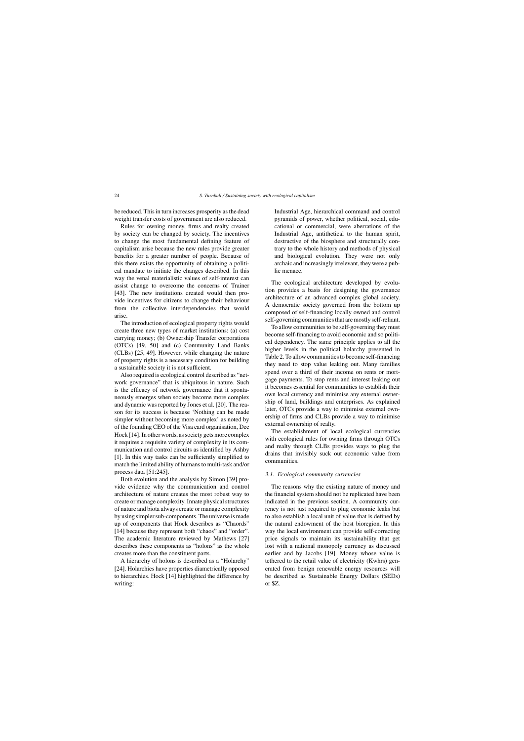be reduced. This in turn increases prosperity as the dead weight transfer costs of government are also reduced.

Rules for owning money, firms and realty created by society can be changed by society. The incentives to change the most fundamental defining feature of capitalism arise because the new rules provide greater benefits for a greater number of people. Because of this there exists the opportunity of obtaining a political mandate to initiate the changes described. In this way the venal materialistic values of self-interest can assist change to overcome the concerns of Trainer [43]. The new institutions created would then provide incentives for citizens to change their behaviour from the collective interdependencies that would arise.

The introduction of ecological property rights would create three new types of market institutions: (a) cost carrying money; (b) Ownership Transfer corporations (OTCs) [49, 50] and (c) Community Land Banks (CLBs) [25, 49]. However, while changing the nature of property rights is a necessary condition for building a sustainable society it is not sufficient.

Also required is ecological control described as "network governance" that is ubiquitous in nature. Such is the efficacy of network governance that it spontaneously emerges when society become more complex and dynamic was reported by Jones et al. [20]. The reason for its success is because 'Nothing can be made simpler without becoming more complex' as noted by of the founding CEO of the Visa card organisation, Dee Hock [14]. In other words, as society gets more complex it requires a requisite variety of complexity in its communication and control circuits as identified by Ashby [1]. In this way tasks can be sufficiently simplified to match the limited ability of humans to multi-task and/or process data [51:245].

Both evolution and the analysis by Simon [39] provide evidence why the communication and control architecture of nature creates the most robust way to create or manage complexity. Innate physical structures of nature and biota always create or manage complexity by using simpler sub-components. The universe is made up of components that Hock describes as "Chaords" [14] because they represent both "chaos" and "order". The academic literature reviewed by Mathews [27] describes these components as "holons" as the whole creates more than the constituent parts.

A hierarchy of holons is described as a "Holarchy" [24]. Holarchies have properties diametrically opposed to hierarchies. Hock [14] highlighted the difference by writing:

> Industrial Age, hierarchical command and control pyramids of power, whether political, social, educational or commercial, were aberrations of the Industrial Age, antithetical to the human spirit, destructive of the biosphere and structurally contrary to the whole history and methods of physical and biological evolution. They were not only archaic and increasingly irrelevant, they were a public menace.

The ecological architecture developed by evolution provides a basis for designing the governance architecture of an advanced complex global society. A democratic society governed from the bottom up composed of self-financing locally owned and control self-governing communities that are mostly self-reliant.

To allow communities to be self-governing they must become self-financing to avoid economic and so political dependency. The same principle applies to all the higher levels in the political holarchy presented in Table 2. To allow communities to become self-financing they need to stop value leaking out. Many families spend over a third of their income on rents or mortgage payments. To stop rents and interest leaking out it becomes essential for communities to establish their own local currency and minimise any external ownership of land, buildings and enterprises. As explained later, OTCs provide a way to minimise external ownership of firms and CLBs provide a way to minimise external ownership of realty.

The establishment of local ecological currencies with ecological rules for owning firms through OTCs and realty through CLBs provides ways to plug the drains that invisibly suck out economic value from communities.

### *3.1. Ecological community currencies*

The reasons why the existing nature of money and the financial system should not be replicated have been indicated in the previous section. A community currency is not just required to plug economic leaks but to also establish a local unit of value that is defined by the natural endowment of the host bioregion. In this way the local environment can provide self-correcting price signals to maintain its sustainability that get lost with a national monopoly currency as discussed earlier and by Jacobs [19]. Money whose value is tethered to the retail value of electricity (Kwhrs) generated from benign renewable energy resources will be described as Sustainable Energy Dollars (SEDs) or $Z.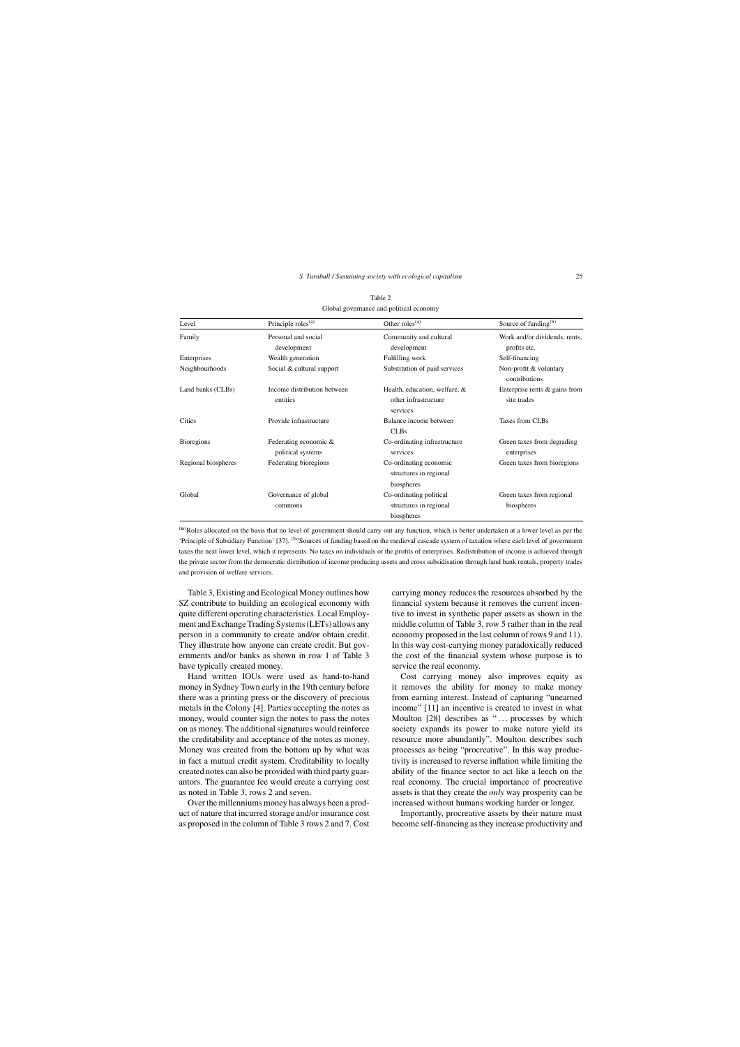Table 2
Global governance and political economy

| Level | Principle roles[(a)] | Other roles[(a)] | Source of funding[(b)] |
|---|---|---|---|
| Family | Personal and social development | Community and cultural development | Work and/or dividends, rents, profits etc. |
| Enterprises | Wealth generation | Fulfilling work | Self-financing |
| Neighbourhoods | Social & cultural support | Substitution of paid services | Non-profit & voluntary contributions |
| Land banks (CLBs) | Income distribution between entities | Health, education, welfare, & other infrastructure services | Enterprise rents & gains from site trades |
| Cities | Provide infrastructure | Balance income between CLBs | Taxes from CLBs |
| Bioregions | Federating economic & political systems | Co-ordinating infrastructure services | Green taxes from degrading enterprises |
| Regional biospheres | Federating bioregions | Co-ordinating economic structures in regional biospheres | Green taxes from bioregions |
| Global | Governance of global commons | Co-ordinating political structures in regional biospheres | Green taxes from regional biospheres |

[(a)]Roles allocated on the basis that no level of government should carry out any function, which is better undertaken at a lower level as per the 'Principle of Subsidiary Function' [37]. [(b)]Sources of funding based on the medieval cascade system of taxation where each level of government taxes the next lower level, which it represents. No taxes on individuals or the profits of enterprises. Redistribution of income is achieved through the private sector from the democratic distribution of income producing assets and cross subsidisation through land bank rentals, property trades and provision of welfare services.

Table 3, Existing and Ecological Money outlines how $Z contribute to building an ecological economy with quite different operating characteristics. Local Employment and Exchange Trading Systems (LETs) allows any person in a community to create and/or obtain credit. They illustrate how anyone can create credit. But governments and/or banks as shown in row 1 of Table 3 have typically created money.

Hand written IOUs were used as hand-to-hand money in Sydney Town early in the 19th century before there was a printing press or the discovery of precious metals in the Colony [4]. Parties accepting the notes as money, would counter sign the notes to pass the notes on as money. The additional signatures would reinforce the creditability and acceptance of the notes as money. Money was created from the bottom up by what was in fact a mutual credit system. Creditability to locally created notes can also be provided with third party guarantors. The guarantee fee would create a carrying cost as noted in Table 3, rows 2 and seven.

Over the millenniums money has always been a product of nature that incurred storage and/or insurance cost as proposed in the column of Table 3 rows 2 and 7. Cost carrying money reduces the resources absorbed by the financial system because it removes the current incentive to invest in synthetic paper assets as shown in the middle column of Table 3, row 5 rather than in the real economy proposed in the last column of rows 9 and 11). In this way cost-carrying money paradoxically reduced the cost of the financial system whose purpose is to service the real economy.

Cost carrying money also improves equity as it removes the ability for money to make money from earning interest. Instead of capturing "unearned income" [11] an incentive is created to invest in what Moulton [28] describes as "... processes by which society expands its power to make nature yield its resource more abundantly". Moulton describes such processes as being "procreative". In this way productivity is increased to reverse inflation while limiting the ability of the finance sector to act like a leech on the real economy. The crucial importance of procreative assets is that they create the *only* way prosperity can be increased without humans working harder or longer.

Importantly, procreative assets by their nature must become self-financing as they increase productivity and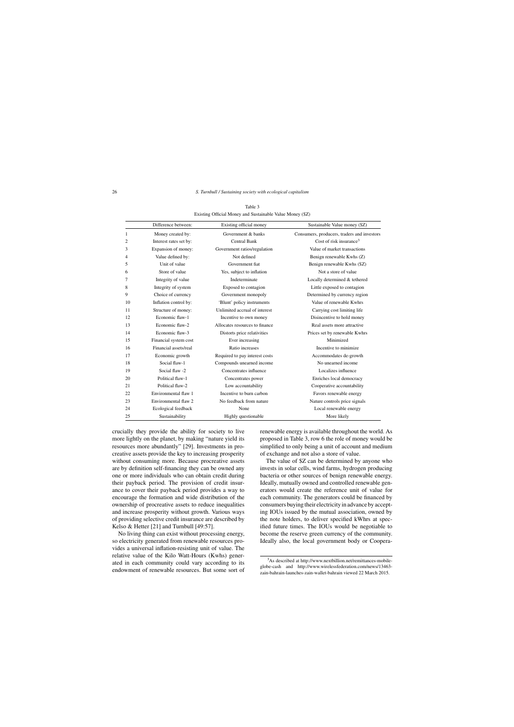Table 3
Existing Official Money and Sustainable Value Money ($Z)

| | Difference between: | Existing official money | Sustainable Value money ($Z) |
|---|---|---|---|
| 1 | Money created by: | Government & banks | Consumers, producers, traders and investors |
| 2 | Interest rates set by: | Central Bank | Cost of risk insurance[3] |
| 3 | Expansion of money: | Government ratios/regulation | Value of market transactions |
| 4 | Value defined by: | Not defined | Benign renewable Kwhs (Z) |
| 5 | Unit of value | Government fiat | Benign renewable Kwhs ($Z) |
| 6 | Store of value | Yes, subject to inflation | Not a store of value |
| 7 | Integrity of value | Indeterminate | Locally determined & tethered |
| 8 | Integrity of system | Exposed to contagion | Little exposed to contagion |
| 9 | Choice of currency | Government monopoly | Determined by currency region |
| 10 | Inflation control by: | 'Blunt' policy instruments | Value of renewable Kwhrs |
| 11 | Structure of money: | Unlimited accrual of interest | Carrying cost limiting life |
| 12 | Economic flaw-1 | Incentive to own money | Disincentive to hold money |
| 13 | Economic flaw-2 | Allocates resources to finance | Real assets more attractive |
| 14 | Economic flaw-3 | Distorts price relativities | Prices set by renewable Kwhrs |
| 15 | Financial system cost | Ever increasing | Minimized |
| 16 | Financial assets/real | Ratio increases | Incentive to minimize |
| 17 | Economic growth | Required to pay interest costs | Accommodates de-growth |
| 18 | Social flaw-1 | Compounds unearned income | No unearned income |
| 19 | Social flaw -2 | Concentrates influence | Localizes influence |
| 20 | Political flaw-1 | Concentrates power | Enriches local democracy |
| 21 | Political flaw-2 | Low accountability | Cooperative accountability |
| 22 | Environmental flaw 1 | Incentive to burn carbon | Favors renewable energy |
| 23 | Environmental flaw 2 | No feedback from nature | Nature controls price signals |
| 24 | Ecological feedback | None | Local renewable energy |
| 25 | Sustainability | Highly questionable | More likely |

crucially they provide the ability for society to live more lightly on the planet, by making "nature yield its resources more abundantly" [29]. Investments in procreative assets provide the key to increasing prosperity without consuming more. Because procreative assets are by definition self-financing they can be owned any one or more individuals who can obtain credit during their payback period. The provision of credit insurance to cover their payback period provides a way to encourage the formation and wide distribution of the ownership of procreative assets to reduce inequalities and increase prosperity without growth. Various ways of providing selective credit insurance are described by Kelso & Hetter [21] and Turnbull [49:57].

No living thing can exist without processing energy, so electricity generated from renewable resources provides a universal inflation-resisting unit of value. The relative value of the Kilo Watt-Hours (Kwhs) generated in each community could vary according to its endowment of renewable resources. But some sort of renewable energy is available throughout the world. As proposed in Table 3, row 6 the role of money would be simplified to only being a unit of account and medium of exchange and not also a store of value.

The value of $Z can be determined by anyone who invests in solar cells, wind farms, hydrogen producing bacteria or other sources of benign renewable energy. Ideally, mutually owned and controlled renewable generators would create the reference unit of value for each community. The generators could be financed by consumers buying their electricity in advance by accepting IOUs issued by the mutual association, owned by the note holders, to deliver specified kWhrs at specified future times. The IOUs would be negotiable to become the reserve green currency of the community. Ideally also, the local government body or Coopera-

[3] As described at http://www.nextbillion.net/remittances-mobile-globe-cash and http://www.wirelessfederation.com/news/13463-zain-bahrain-launches-zain-wallet-bahrain viewed 22 March 2015.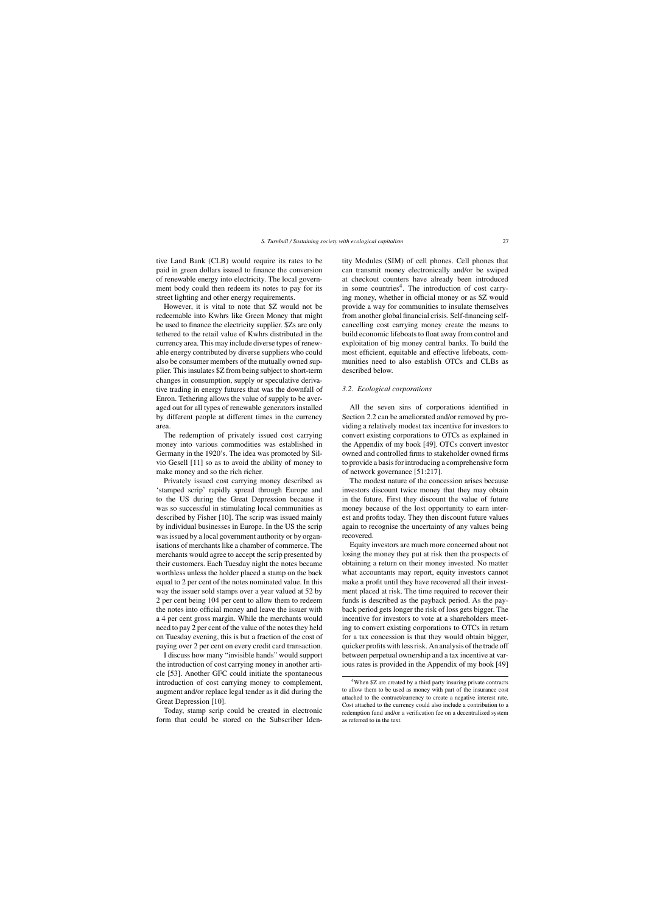tive Land Bank (CLB) would require its rates to be paid in green dollars issued to finance the conversion of renewable energy into electricity. The local government body could then redeem its notes to pay for its street lighting and other energy requirements.

However, it is vital to note that $Z would not be redeemable into Kwhrs like Green Money that might be used to finance the electricity supplier. $Zs are only tethered to the retail value of Kwhrs distributed in the currency area. This may include diverse types of renewable energy contributed by diverse suppliers who could also be consumer members of the mutually owned supplier. This insulates $Z from being subject to short-term changes in consumption, supply or speculative derivative trading in energy futures that was the downfall of Enron. Tethering allows the value of supply to be averaged out for all types of renewable generators installed by different people at different times in the currency area.

The redemption of privately issued cost carrying money into various commodities was established in Germany in the 1920's. The idea was promoted by Silvio Gesell [11] so as to avoid the ability of money to make money and so the rich richer.

Privately issued cost carrying money described as 'stamped scrip' rapidly spread through Europe and to the US during the Great Depression because it was so successful in stimulating local communities as described by Fisher [10]. The scrip was issued mainly by individual businesses in Europe. In the US the scrip was issued by a local government authority or by organisations of merchants like a chamber of commerce. The merchants would agree to accept the scrip presented by their customers. Each Tuesday night the notes became worthless unless the holder placed a stamp on the back equal to 2 per cent of the notes nominated value. In this way the issuer sold stamps over a year valued at 52 by 2 per cent being 104 per cent to allow them to redeem the notes into official money and leave the issuer with a 4 per cent gross margin. While the merchants would need to pay 2 per cent of the value of the notes they held on Tuesday evening, this is but a fraction of the cost of paying over 2 per cent on every credit card transaction.

I discuss how many "invisible hands" would support the introduction of cost carrying money in another article [53]. Another GFC could initiate the spontaneous introduction of cost carrying money to complement, augment and/or replace legal tender as it did during the Great Depression [10].

Today, stamp scrip could be created in electronic form that could be stored on the Subscriber Identity Modules (SIM) of cell phones. Cell phones that can transmit money electronically and/or be swiped at checkout counters have already been introduced in some countries[4]. The introduction of cost carrying money, whether in official money or as $Z would provide a way for communities to insulate themselves from another global financial crisis. Self-financing self-cancelling cost carrying money create the means to build economic lifeboats to float away from control and exploitation of big money central banks. To build the most efficient, equitable and effective lifeboats, communities need to also establish OTCs and CLBs as described below.

### 3.2. Ecological corporations

All the seven sins of corporations identified in Section 2.2 can be ameliorated and/or removed by providing a relatively modest tax incentive for investors to convert existing corporations to OTCs as explained in the Appendix of my book [49]. OTCs convert investor owned and controlled firms to stakeholder owned firms to provide a basis for introducing a comprehensive form of network governance [51:217].

The modest nature of the concession arises because investors discount twice money that they may obtain in the future. First they discount the value of future money because of the lost opportunity to earn interest and profits today. They then discount future values again to recognise the uncertainty of any values being recovered.

Equity investors are much more concerned about not losing the money they put at risk then the prospects of obtaining a return on their money invested. No matter what accountants may report, equity investors cannot make a profit until they have recovered all their investment placed at risk. The time required to recover their funds is described as the payback period. As the payback period gets longer the risk of loss gets bigger. The incentive for investors to vote at a shareholders meeting to convert existing corporations to OTCs in return for a tax concession is that they would obtain bigger, quicker profits with less risk. An analysis of the trade off between perpetual ownership and a tax incentive at various rates is provided in the Appendix of my book [49]

---

[4] When $Z are created by a third party insuring private contracts to allow them to be used as money with part of the insurance cost attached to the contract/currency to create a negative interest rate. Cost attached to the currency could also include a contribution to a redemption fund and/or a verification fee on a decentralized system as referred to in the text.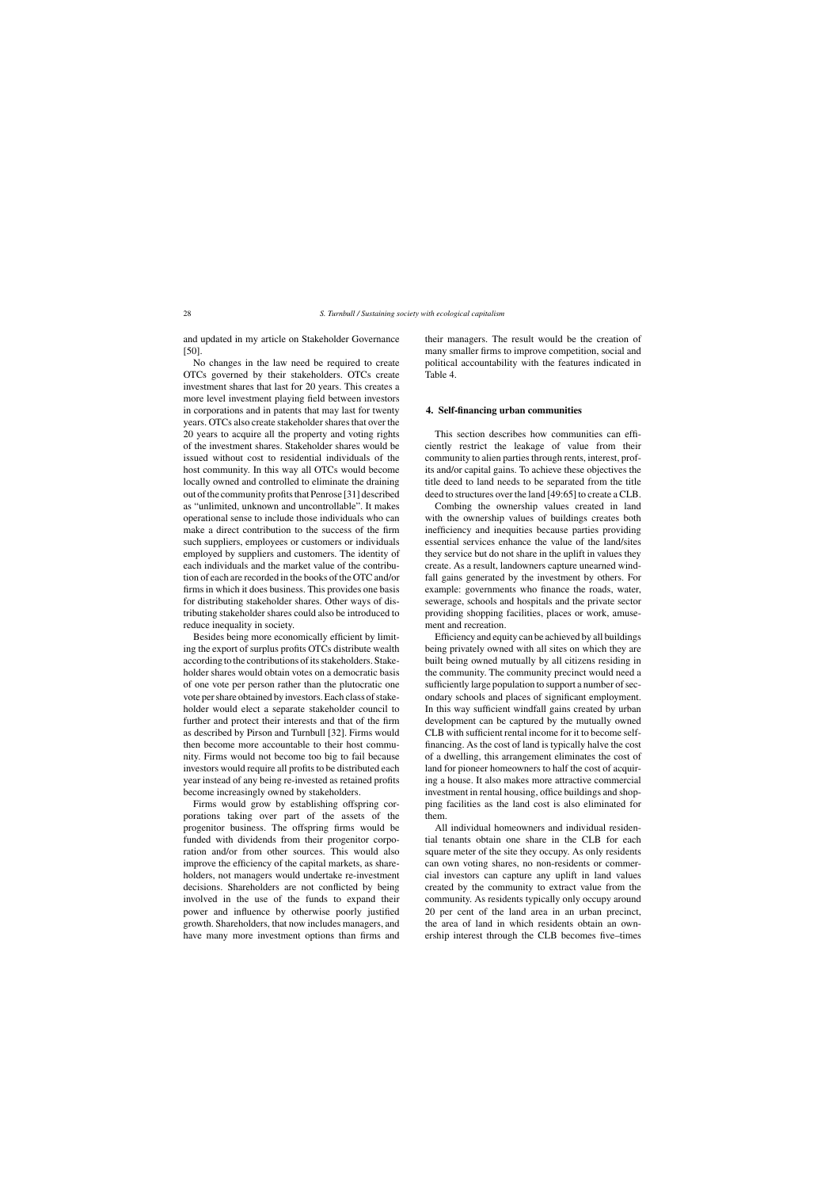and updated in my article on Stakeholder Governance [50].

No changes in the law need be required to create OTCs governed by their stakeholders. OTCs create investment shares that last for 20 years. This creates a more level investment playing field between investors in corporations and in patents that may last for twenty years. OTCs also create stakeholder shares that over the 20 years to acquire all the property and voting rights of the investment shares. Stakeholder shares would be issued without cost to residential individuals of the host community. In this way all OTCs would become locally owned and controlled to eliminate the draining out of the community profits that Penrose [31] described as "unlimited, unknown and uncontrollable". It makes operational sense to include those individuals who can make a direct contribution to the success of the firm such suppliers, employees or customers or individuals employed by suppliers and customers. The identity of each individuals and the market value of the contribution of each are recorded in the books of the OTC and/or firms in which it does business. This provides one basis for distributing stakeholder shares. Other ways of distributing stakeholder shares could also be introduced to reduce inequality in society.

Besides being more economically efficient by limiting the export of surplus profits OTCs distribute wealth according to the contributions of its stakeholders. Stakeholder shares would obtain votes on a democratic basis of one vote per person rather than the plutocratic one vote per share obtained by investors. Each class of stakeholder would elect a separate stakeholder council to further and protect their interests and that of the firm as described by Pirson and Turnbull [32]. Firms would then become more accountable to their host community. Firms would not become too big to fail because investors would require all profits to be distributed each year instead of any being re-invested as retained profits become increasingly owned by stakeholders.

Firms would grow by establishing offspring corporations taking over part of the assets of the progenitor business. The offspring firms would be funded with dividends from their progenitor corporation and/or from other sources. This would also improve the efficiency of the capital markets, as shareholders, not managers would undertake re-investment decisions. Shareholders are not conflicted by being involved in the use of the funds to expand their power and influence by otherwise poorly justified growth. Shareholders, that now includes managers, and have many more investment options than firms and their managers. The result would be the creation of many smaller firms to improve competition, social and political accountability with the features indicated in Table 4.

## 4. Self-financing urban communities

This section describes how communities can efficiently restrict the leakage of value from their community to alien parties through rents, interest, profits and/or capital gains. To achieve these objectives the title deed to land needs to be separated from the title deed to structures over the land [49:65] to create a CLB.

Combing the ownership values created in land with the ownership values of buildings creates both inefficiency and inequities because parties providing essential services enhance the value of the land/sites they service but do not share in the uplift in values they create. As a result, landowners capture unearned windfall gains generated by the investment by others. For example: governments who finance the roads, water, sewerage, schools and hospitals and the private sector providing shopping facilities, places or work, amusement and recreation.

Efficiency and equity can be achieved by all buildings being privately owned with all sites on which they are built being owned mutually by all citizens residing in the community. The community precinct would need a sufficiently large population to support a number of secondary schools and places of significant employment. In this way sufficient windfall gains created by urban development can be captured by the mutually owned CLB with sufficient rental income for it to become self-financing. As the cost of land is typically halve the cost of a dwelling, this arrangement eliminates the cost of land for pioneer homeowners to half the cost of acquiring a house. It also makes more attractive commercial investment in rental housing, office buildings and shopping facilities as the land cost is also eliminated for them.

All individual homeowners and individual residential tenants obtain one share in the CLB for each square meter of the site they occupy. As only residents can own voting shares, no non-residents or commercial investors can capture any uplift in land values created by the community to extract value from the community. As residents typically only occupy around 20 per cent of the land area in an urban precinct, the area of land in which residents obtain an ownership interest through the CLB becomes five–times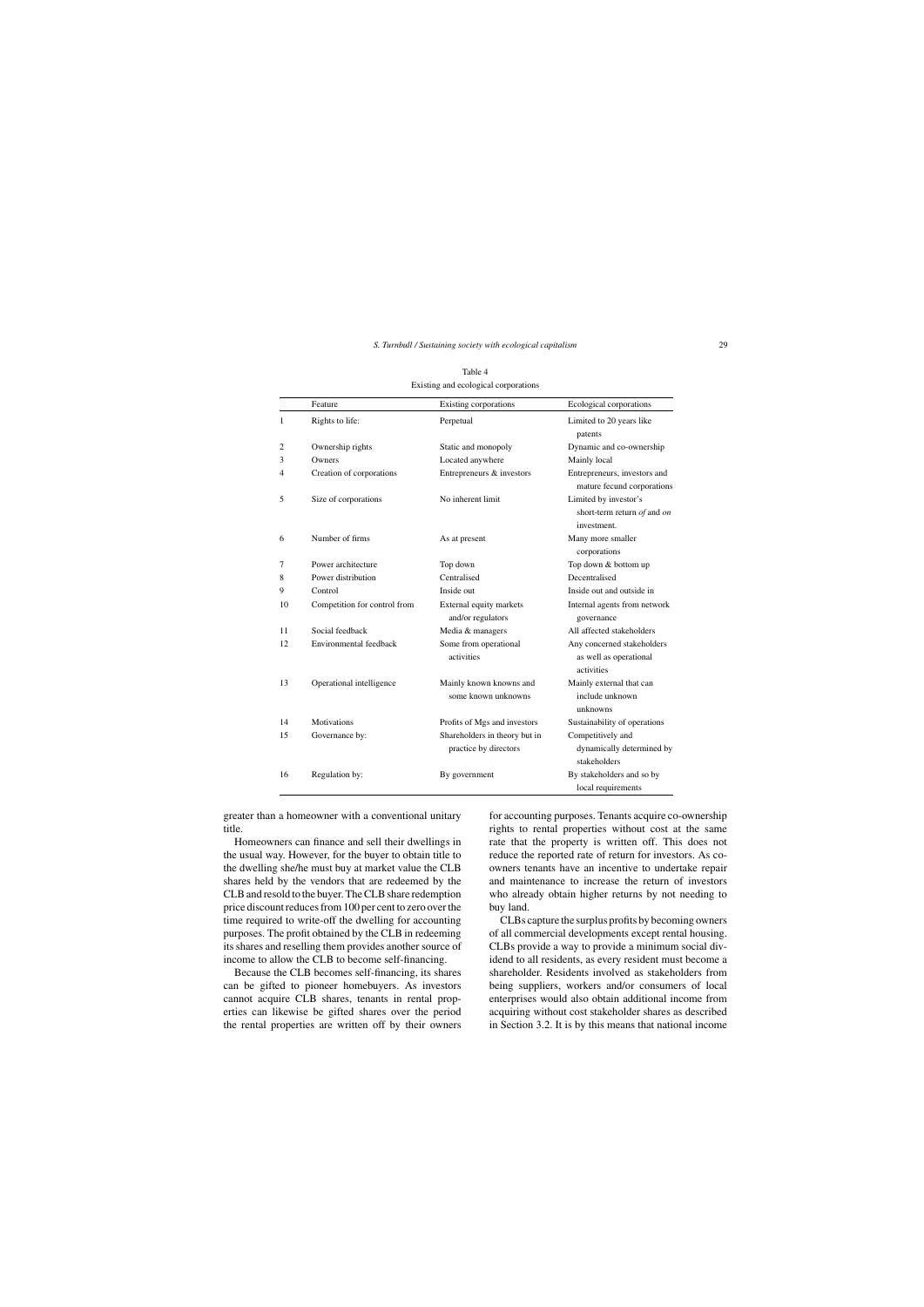Table 4
Existing and ecological corporations

| | Feature | Existing corporations | Ecological corporations |
|---|---|---|---|
| 1 | Rights to life: | Perpetual | Limited to 20 years like patents |
| 2 | Ownership rights | Static and monopoly | Dynamic and co-ownership |
| 3 | Owners | Located anywhere | Mainly local |
| 4 | Creation of corporations | Entrepreneurs & investors | Entrepreneurs, investors and mature fecund corporations |
| 5 | Size of corporations | No inherent limit | Limited by investor's short-term return *of* and *on* investment. |
| 6 | Number of firms | As at present | Many more smaller corporations |
| 7 | Power architecture | Top down | Top down & bottom up |
| 8 | Power distribution | Centralised | Decentralised |
| 9 | Control | Inside out | Inside out and outside in |
| 10 | Competition for control from | External equity markets and/or regulators | Internal agents from network governance |
| 11 | Social feedback | Media & managers | All affected stakeholders |
| 12 | Environmental feedback | Some from operational activities | Any concerned stakeholders as well as operational activities |
| 13 | Operational intelligence | Mainly known knowns and some known unknowns | Mainly external that can include unknown unknowns |
| 14 | Motivations | Profits of Mgs and investors | Sustainability of operations |
| 15 | Governance by: | Shareholders in theory but in practice by directors | Competitively and dynamically determined by stakeholders |
| 16 | Regulation by: | By government | By stakeholders and so by local requirements |

greater than a homeowner with a conventional unitary title.

Homeowners can finance and sell their dwellings in the usual way. However, for the buyer to obtain title to the dwelling she/he must buy at market value the CLB shares held by the vendors that are redeemed by the CLB and resold to the buyer. The CLB share redemption price discount reduces from 100 per cent to zero over the time required to write-off the dwelling for accounting purposes. The profit obtained by the CLB in redeeming its shares and reselling them provides another source of income to allow the CLB to become self-financing.

Because the CLB becomes self-financing, its shares can be gifted to pioneer homebuyers. As investors cannot acquire CLB shares, tenants in rental properties can likewise be gifted shares over the period the rental properties are written off by their owners for accounting purposes. Tenants acquire co-ownership rights to rental properties without cost at the same rate that the property is written off. This does not reduce the reported rate of return for investors. As co-owners tenants have an incentive to undertake repair and maintenance to increase the return of investors who already obtain higher returns by not needing to buy land.

CLBs capture the surplus profits by becoming owners of all commercial developments except rental housing. CLBs provide a way to provide a minimum social dividend to all residents, as every resident must become a shareholder. Residents involved as stakeholders from being suppliers, workers and/or consumers of local enterprises would also obtain additional income from acquiring without cost stakeholder shares as described in Section 3.2. It is by this means that national income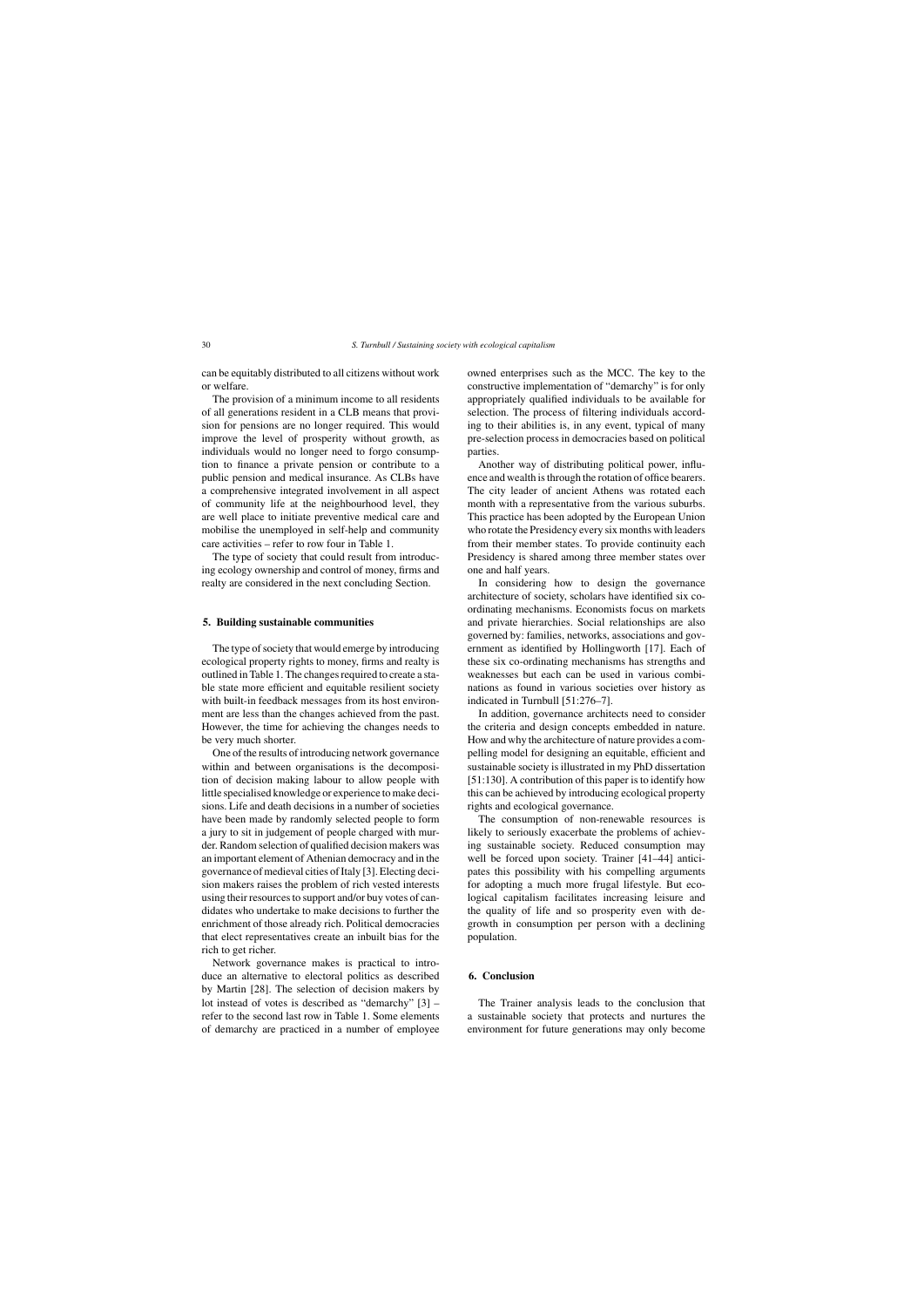can be equitably distributed to all citizens without work or welfare.

The provision of a minimum income to all residents of all generations resident in a CLB means that provision for pensions are no longer required. This would improve the level of prosperity without growth, as individuals would no longer need to forgo consumption to finance a private pension or contribute to a public pension and medical insurance. As CLBs have a comprehensive integrated involvement in all aspect of community life at the neighbourhood level, they are well place to initiate preventive medical care and mobilise the unemployed in self-help and community care activities – refer to row four in Table 1.

The type of society that could result from introducing ecology ownership and control of money, firms and realty are considered in the next concluding Section.

## 5. Building sustainable communities

The type of society that would emerge by introducing ecological property rights to money, firms and realty is outlined in Table 1. The changes required to create a stable state more efficient and equitable resilient society with built-in feedback messages from its host environment are less than the changes achieved from the past. However, the time for achieving the changes needs to be very much shorter.

One of the results of introducing network governance within and between organisations is the decomposition of decision making labour to allow people with little specialised knowledge or experience to make decisions. Life and death decisions in a number of societies have been made by randomly selected people to form a jury to sit in judgement of people charged with murder. Random selection of qualified decision makers was an important element of Athenian democracy and in the governance of medieval cities of Italy [3]. Electing decision makers raises the problem of rich vested interests using their resources to support and/or buy votes of candidates who undertake to make decisions to further the enrichment of those already rich. Political democracies that elect representatives create an inbuilt bias for the rich to get richer.

Network governance makes is practical to introduce an alternative to electoral politics as described by Martin [28]. The selection of decision makers by lot instead of votes is described as "demarchy" [3] – refer to the second last row in Table 1. Some elements of demarchy are practiced in a number of employee owned enterprises such as the MCC. The key to the constructive implementation of "demarchy" is for only appropriately qualified individuals to be available for selection. The process of filtering individuals according to their abilities is, in any event, typical of many pre-selection process in democracies based on political parties.

Another way of distributing political power, influence and wealth is through the rotation of office bearers. The city leader of ancient Athens was rotated each month with a representative from the various suburbs. This practice has been adopted by the European Union who rotate the Presidency every six months with leaders from their member states. To provide continuity each Presidency is shared among three member states over one and half years.

In considering how to design the governance architecture of society, scholars have identified six coordinating mechanisms. Economists focus on markets and private hierarchies. Social relationships are also governed by: families, networks, associations and government as identified by Hollingworth [17]. Each of these six co-ordinating mechanisms has strengths and weaknesses but each can be used in various combinations as found in various societies over history as indicated in Turnbull [51:276–7].

In addition, governance architects need to consider the criteria and design concepts embedded in nature. How and why the architecture of nature provides a compelling model for designing an equitable, efficient and sustainable society is illustrated in my PhD dissertation [51:130]. A contribution of this paper is to identify how this can be achieved by introducing ecological property rights and ecological governance.

The consumption of non-renewable resources is likely to seriously exacerbate the problems of achieving sustainable society. Reduced consumption may well be forced upon society. Trainer [41–44] anticipates this possibility with his compelling arguments for adopting a much more frugal lifestyle. But ecological capitalism facilitates increasing leisure and the quality of life and so prosperity even with degrowth in consumption per person with a declining population.

## 6. Conclusion

The Trainer analysis leads to the conclusion that a sustainable society that protects and nurtures the environment for future generations may only become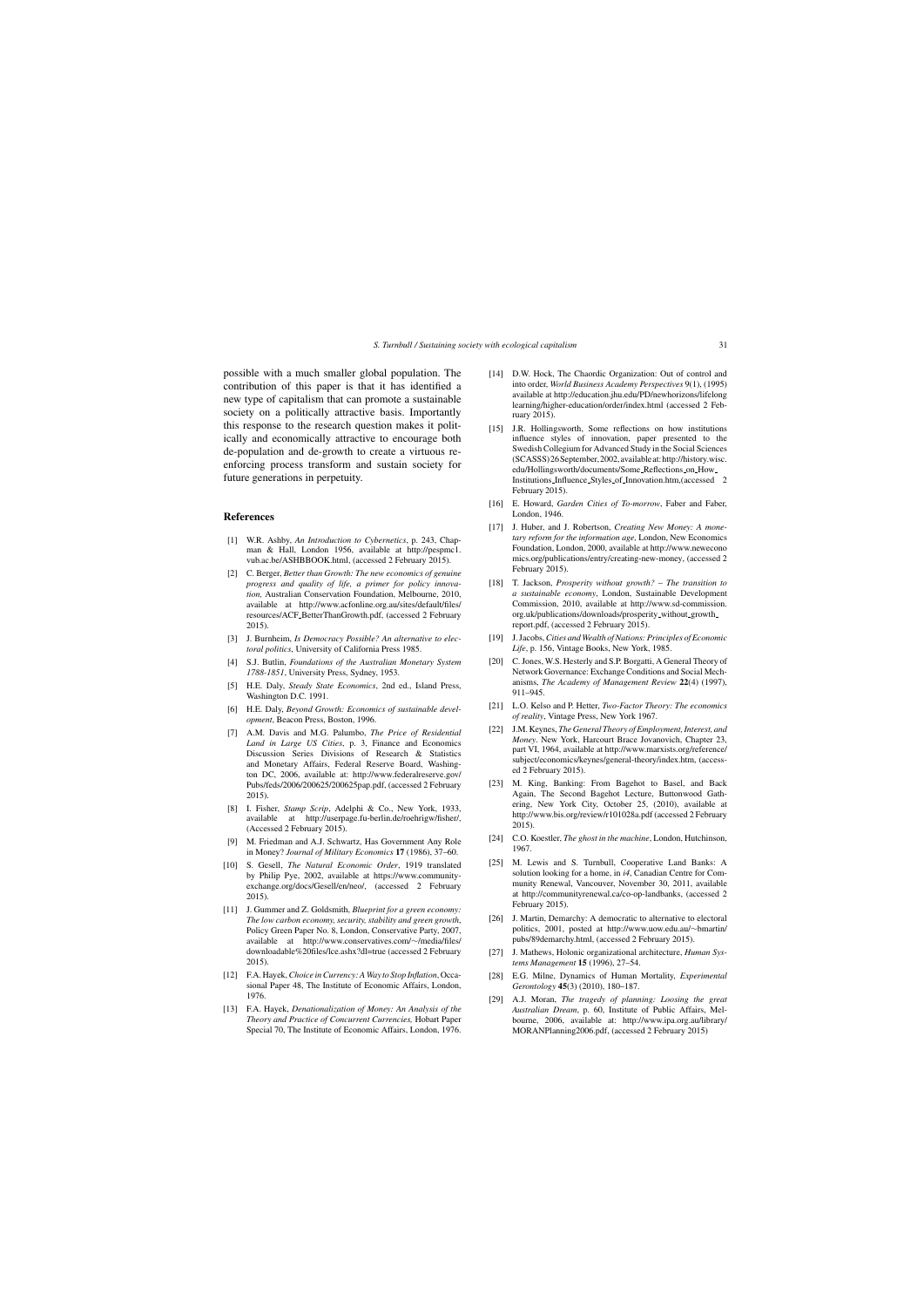possible with a much smaller global population. The contribution of this paper is that it has identified a new type of capitalism that can promote a sustainable society on a politically attractive basis. Importantly this response to the research question makes it politically and economically attractive to encourage both de-population and de-growth to create a virtuous re-enforcing process transform and sustain society for future generations in perpetuity.

## References

[1] W.R. Ashby, *An Introduction to Cybernetics*, p. 243, Chapman & Hall, London 1956, available at http://pespmc1.vub.ac.be/ASHBBOOK.html, (accessed 2 February 2015).

[2] C. Berger, *Better than Growth: The new economics of genuine progress and quality of life, a primer for policy innovation,* Australian Conservation Foundation, Melbourne, 2010, available at http://www.acfonline.org.au/sites/default/files/resources/ACF_BetterThanGrowth.pdf, (accessed 2 February 2015).

[3] J. Burnheim, *Is Democracy Possible? An alternative to electoral politics*, University of California Press 1985.

[4] S.J. Butlin, *Foundations of the Australian Monetary System 1788-1851*, University Press, Sydney, 1953.

[5] H.E. Daly, *Steady State Economics*, 2nd ed., Island Press, Washington D.C. 1991.

[6] H.E. Daly, *Beyond Growth: Economics of sustainable development*, Beacon Press, Boston, 1996.

[7] A.M. Davis and M.G. Palumbo, *The Price of Residential Land in Large US Cities*, p. 3, Finance and Economics Discussion Series Divisions of Research & Statistics and Monetary Affairs, Federal Reserve Board, Washington DC, 2006, available at: http://www.federalreserve.gov/Pubs/feds/2006/200625/200625pap.pdf, (accessed 2 February 2015).

[8] I. Fisher, *Stamp Scrip*, Adelphi & Co., New York, 1933, available at http://userpage.fu-berlin.de/roehrigw/fisher/, (Accessed 2 February 2015).

[9] M. Friedman and A.J. Schwartz, Has Government Any Role in Money? *Journal of Military Economics* **17** (1986), 37–60.

[10] S. Gesell, *The Natural Economic Order*, 1919 translated by Philip Pye, 2002, available at https://www.community-exchange.org/docs/Gesell/en/neo/, (accessed 2 February 2015).

[11] J. Gummer and Z. Goldsmith, *Blueprint for a green economy: The low carbon economy, security, stability and green growth*, Policy Green Paper No. 8, London, Conservative Party, 2007, available at http://www.conservatives.com/~/media/files/downloadable%20files/lce.ashx?dl=true (accessed 2 February 2015).

[12] F.A. Hayek, *Choice in Currency: A Way to Stop Inflation*, Occasional Paper 48, The Institute of Economic Affairs, London, 1976.

[13] F.A. Hayek, *Denationalization of Money: An Analysis of the Theory and Practice of Concurrent Currencies,* Hobart Paper Special 70, The Institute of Economic Affairs, London, 1976.

[14] D.W. Hock, The Chaordic Organization: Out of control and into order, *World Business Academy Perspectives* 9(1), (1995) available at http://education.jhu.edu/PD/newhorizons/lifelong learning/higher-education/order/index.html (accessed 2 February 2015).

[15] J.R. Hollingsworth, Some reflections on how institutions influence styles of innovation, paper presented to the Swedish Collegium for Advanced Study in the Social Sciences (SCASSS) 26 September, 2002, available at: http://history.wisc.edu/Hollingsworth/documents/Some_Reflections_on_How_Institutions_Influence_Styles_of_Innovation.htm,(accessed 2 February 2015).

[16] E. Howard, *Garden Cities of To-morrow*, Faber and Faber, London, 1946.

[17] J. Huber, and J. Robertson, *Creating New Money: A monetary reform for the information age*, London, New Economics Foundation, London, 2000, available at http://www.neweconomics.org/publications/entry/creating-new-money, (accessed 2 February 2015).

[18] T. Jackson, *Prosperity without growth? – The transition to a sustainable economy*, London, Sustainable Development Commission, 2010, available at http://www.sd-commission.org.uk/publications/downloads/prosperity_without_growth_report.pdf, (accessed 2 February 2015).

[19] J. Jacobs, *Cities and Wealth of Nations: Principles of Economic Life*, p. 156, Vintage Books, New York, 1985.

[20] C. Jones, W.S. Hesterly and S.P. Borgatti, A General Theory of Network Governance: Exchange Conditions and Social Mechanisms, *The Academy of Management Review* **22**(4) (1997), 911–945.

[21] L.O. Kelso and P. Hetter, *Two-Factor Theory: The economics of reality*, Vintage Press, New York 1967.

[22] J.M. Keynes, *The General Theory of Employment, Interest, and Money*. New York, Harcourt Brace Jovanovich, Chapter 23, part VI, 1964, available at http://www.marxists.org/reference/subject/economics/keynes/general-theory/index.htm, (accessed 2 February 2015).

[23] M. King, Banking: From Bagehot to Basel, and Back Again, The Second Bagehot Lecture, Buttonwood Gathering, New York City, October 25, (2010), available at http://www.bis.org/review/r101028a.pdf (accessed 2 February 2015).

[24] C.O. Koestler, *The ghost in the machine*, London, Hutchinson, 1967.

[25] M. Lewis and S. Turnbull, Cooperative Land Banks: A solution looking for a home, in *i4*, Canadian Centre for Community Renewal, Vancouver, November 30, 2011, available at http://communityrenewal.ca/co-op-landbanks, (accessed 2 February 2015).

[26] J. Martin, Demarchy: A democratic to alternative to electoral politics, 2001, posted at http://www.uow.edu.au/~bmartin/pubs/89demarchy.html, (accessed 2 February 2015).

[27] J. Mathews, Holonic organizational architecture, *Human Systems Management* **15** (1996), 27–54.

[28] E.G. Milne, Dynamics of Human Mortality, *Experimental Gerontology* **45**(3) (2010), 180–187.

[29] A.J. Moran, *The tragedy of planning: Loosing the great Australian Dream*, p. 60, Institute of Public Affairs, Melbourne, 2006, available at: http://www.ipa.org.au/library/MORANPlanning2006.pdf, (accessed 2 February 2015)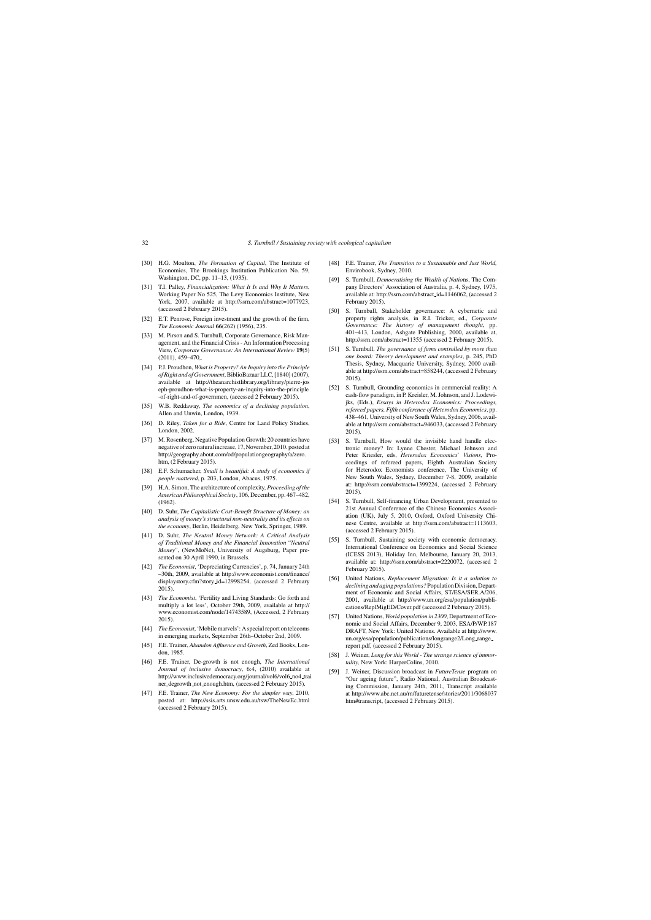[30] H.G. Moulton, *The Formation of Capital*, The Institute of Economics, The Brookings Institution Publication No. 59, Washington, DC, pp. 11–13, (1935).

[31] T.I. Palley, *Financialization: What It Is and Why It Matters*, Working Paper No 525, The Levy Economics Institute, New York, 2007, available at http://ssrn.com/abstract=1077923, (accessed 2 February 2015).

[32] E.T. Penrose, Foreign investment and the growth of the firm, *The Economic Journal* **66**(262) (1956), 235.

[33] M. Pirson and S. Turnbull, Corporate Governance, Risk Management, and the Financial Crisis - An Information Processing View, *Corporate Governance: An International Review* **19**(5) (2011), 459–470,.

[34] P.J. Proudhon, *What is Property? An Inquiry into the Principle of Right and of Government*, BiblioBazaar LLC, [1840] (2007), available at http://theanarchistlibrary.org/library/pierre-joseph-proudhon-what-is-property-an-inquiry-into-the-principle-of-right-and-of-governmen, (accessed 2 February 2015).

[35] W.B. Reddaway, *The economics of a declining population*, Allen and Unwin, London, 1939.

[36] D. Riley, *Taken for a Ride*, Centre for Land Policy Studies, London, 2002.

[37] M. Rosenberg, Negative Population Growth: 20 countries have negative of zero natural increase, 17, November, 2010. posted at http://geography.about.com/od/populationgeography/a/zero.htm, (2 February 2015).

[38] E.F. Schumacher, *Small is beautiful: A study of economics if people mattered*, p. 203, London, Abacus, 1975.

[39] H.A. Simon, The architecture of complexity, *Proceeding of the American Philosophical Society*, 106, December, pp. 467–482, (1962).

[40] D. Suhr, *The Capitalistic Cost-Benefit Structure of Money: an analysis of money's structural non-neutrality and its effects on the economy*, Berlin, Heidelberg, New York, Springer, 1989.

[41] D. Suhr, *The Neutral Money Network: A Critical Analysis of Traditional Money and the Financial Innovation "Neutral Money"*, (NewMoNe), University of Augsburg, Paper presented on 30 April 1990, in Brussels.

[42] *The Economist*, 'Depreciating Currencies', p. 74, January 24th –30th, 2009, available at http://www.economist.com/finance/displaystory.cfm?story_id=12998254, (accessed 2 February 2015).

[43] *The Economist*, 'Fertility and Living Standards: Go forth and multiply a lot less', October 29th, 2009, available at http://www.economist.com/node/14743589, (Accessed, 2 February 2015).

[44] *The Economist*, 'Mobile marvels': A special report on telecoms in emerging markets, September 26th–October 2nd, 2009.

[45] F.E. Trainer, *Abandon Affluence and Growth*, Zed Books, London, 1985.

[46] F.E. Trainer, De-growth is not enough, *The International Journal of inclusive democracy*, 6:4, (2010) available at http://www.inclusivedemocracy.org/journal/vol6/vol6_no4_trainer_degrowth_not_enough.htm, (accessed 2 February 2015).

[47] F.E. Trainer, *The New Economy: For the simpler way*, 2010, posted at: http://ssis.arts.unsw.edu.au/tsw/TheNewEc.html (accessed 2 February 2015).

[48] F.E. Trainer, *The Transition to a Sustainable and Just World*, Envirobook, Sydney, 2010.

[49] S. Turnbull, *Democratising the Wealth of Nations*, The Company Directors' Association of Australia, p. 4, Sydney, 1975, available at: http://ssrn.com/abstract_id=1146062, (accessed 2 February 2015).

[50] S. Turnbull, Stakeholder governance: A cybernetic and property rights analysis, in R.I. Tricker, ed., *Corporate Governance: The history of management thought*, pp. 401–413, London, Ashgate Publishing, 2000, available at, http://ssrn.com/abstract=11355 (accessed 2 February 2015).

[51] S. Turnbull, *The governance of firms controlled by more than one board: Theory development and examples*, p. 245, PhD Thesis, Sydney, Macquarie University, Sydney, 2000 available at http://ssrn.com/abstract=858244, (accessed 2 February 2015).

[52] S. Turnbull, Grounding economics in commercial reality: A cash-flow paradigm, in P. Kreisler, M. Johnson, and J. Lodewijks, (Eds.), *Essays in Heterodox Economics: Proceedings, refereed papers, Fifth conference of Heterodox Economics*, pp. 438–461, University of New South Wales, Sydney, 2006, available at http://ssrn.com/abstract=946033, (accessed 2 February 2015).

[53] S. Turnbull, How would the invisible hand handle electronic money? In: Lynne Chester, Michael Johnson and Peter Kriesler, eds, *Heterodox Economics' Visions*, Proceedings of refereed papers, Eighth Australian Society for Heterodox Economists conference, The University of New South Wales, Sydney, December 7-8, 2009, available at: http://ssrn.com/abstract=1399224, (accessed 2 February 2015).

[54] S. Turnbull, Self-financing Urban Development, presented to 21st Annual Conference of the Chinese Economics Association (UK), July 5, 2010, Oxford, Oxford University Chinese Centre, available at http://ssrn.com/abstract=1113603, (accessed 2 February 2015).

[55] S. Turnbull, Sustaining society with economic democracy, International Conference on Economics and Social Science (ICESS 2013), Holiday Inn, Melbourne, January 20, 2013, available at: http://ssrn.com/abstract=2220072, (accessed 2 February 2015).

[56] United Nations, *Replacement Migration: Is it a solution to declining and aging populations?* Population Division, Department of Economic and Social Affairs, ST/ESA/SER.A/206, 2001, available at http://www.un.org/esa/population/publications/ReplMigED/Cover.pdf (accessed 2 February 2015).

[57] United Nations, *World population in 2300*, Department of Economic and Social Affairs, December 9, 2003, ESA/P/WP.187 DRAFT, New York: United Nations. Available at http://www.un.org/esa/population/publications/longrange2/Long_range_report.pdf, (accessed 2 February 2015).

[58] J. Weiner, *Long for this World - The strange science of immortality*, New York: HarperColins, 2010.

[59] J. Weiner, Discussion broadcast in *FutureTense* program on "Our ageing future", Radio National, Australian Broadcasting Commission, January 24th, 2011, Transcript available at http://www.abc.net.au/rn/futuretense/stories/2011/3068037 htm#transcript, (accessed 2 February 2015).